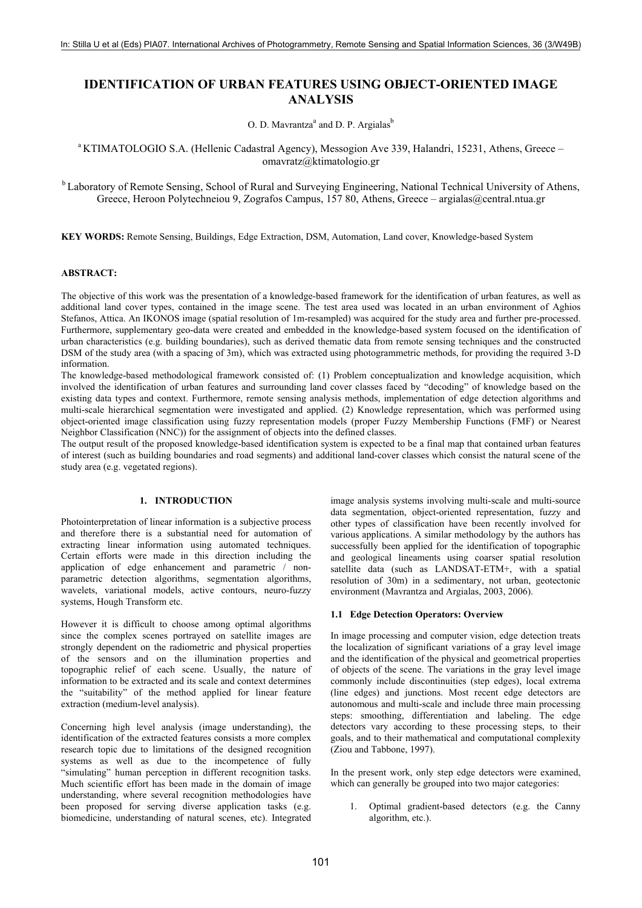# IDENTIFICATION OF URBAN FEATURES USING OBJECT-ORIENTED IMAGE ANALYSIS

O. D. Mavrantza[a] and D. P. Argialas[b]

[a] KTIMATOLOGIO S.A. (Hellenic Cadastral Agency), Messogion Ave 339, Halandri, 15231, Athens, Greece – omavratz@ktimatologio.gr

[b] Laboratory of Remote Sensing, School of Rural and Surveying Engineering, National Technical University of Athens, Greece, Heroon Polytechneiou 9, Zografos Campus, 157 80, Athens, Greece – argialas@central.ntua.gr

**KEY WORDS:** Remote Sensing, Buildings, Edge Extraction, DSM, Automation, Land cover, Knowledge-based System

**ABSTRACT:**

The objective of this work was the presentation of a knowledge-based framework for the identification of urban features, as well as additional land cover types, contained in the image scene. The test area used was located in an urban environment of Aghios Stefanos, Attica. An IKONOS image (spatial resolution of 1m-resampled) was acquired for the study area and further pre-processed. Furthermore, supplementary geo-data were created and embedded in the knowledge-based system focused on the identification of urban characteristics (e.g. building boundaries), such as derived thematic data from remote sensing techniques and the constructed DSM of the study area (with a spacing of 3m), which was extracted using photogrammetric methods, for providing the required 3-D information.

The knowledge-based methodological framework consisted of: (1) Problem conceptualization and knowledge acquisition, which involved the identification of urban features and surrounding land cover classes faced by "decoding" of knowledge based on the existing data types and context. Furthermore, remote sensing analysis methods, implementation of edge detection algorithms and multi-scale hierarchical segmentation were investigated and applied. (2) Knowledge representation, which was performed using object-oriented image classification using fuzzy representation models (proper Fuzzy Membership Functions (FMF) or Nearest Neighbor Classification (NNC)) for the assignment of objects into the defined classes.

The output result of the proposed knowledge-based identification system is expected to be a final map that contained urban features of interest (such as building boundaries and road segments) and additional land-cover classes which consist the natural scene of the study area (e.g. vegetated regions).

## 1. INTRODUCTION

Photointerpretation of linear information is a subjective process and therefore there is a substantial need for automation of extracting linear information using automated techniques. Certain efforts were made in this direction including the application of edge enhancement and parametric / non-parametric detection algorithms, segmentation algorithms, wavelets, variational models, active contours, neuro-fuzzy systems, Hough Transform etc.

However it is difficult to choose among optimal algorithms since the complex scenes portrayed on satellite images are strongly dependent on the radiometric and physical properties of the sensors and on the illumination properties and topographic relief of each scene. Usually, the nature of information to be extracted and its scale and context determines the "suitability" of the method applied for linear feature extraction (medium-level analysis).

Concerning high level analysis (image understanding), the identification of the extracted features consists a more complex research topic due to limitations of the designed recognition systems as well as due to the incompetence of fully "simulating" human perception in different recognition tasks. Much scientific effort has been made in the domain of image understanding, where several recognition methodologies have been proposed for serving diverse application tasks (e.g. biomedicine, understanding of natural scenes, etc). Integrated image analysis systems involving multi-scale and multi-source data segmentation, object-oriented representation, fuzzy and other types of classification have been recently involved for various applications. A similar methodology by the authors has successfully been applied for the identification of topographic and geological lineaments using coarser spatial resolution satellite data (such as LANDSAT-ETM+, with a spatial resolution of 30m) in a sedimentary, not urban, geotectonic environment (Mavrantza and Argialas, 2003, 2006).

### 1.1 Edge Detection Operators: Overview

In image processing and computer vision, edge detection treats the localization of significant variations of a gray level image and the identification of the physical and geometrical properties of objects of the scene. The variations in the gray level image commonly include discontinuities (step edges), local extrema (line edges) and junctions. Most recent edge detectors are autonomous and multi-scale and include three main processing steps: smoothing, differentiation and labeling. The edge detectors vary according to these processing steps, to their goals, and to their mathematical and computational complexity (Ziou and Tabbone, 1997).

In the present work, only step edge detectors were examined, which can generally be grouped into two major categories:

1. Optimal gradient-based detectors (e.g. the Canny algorithm, etc.).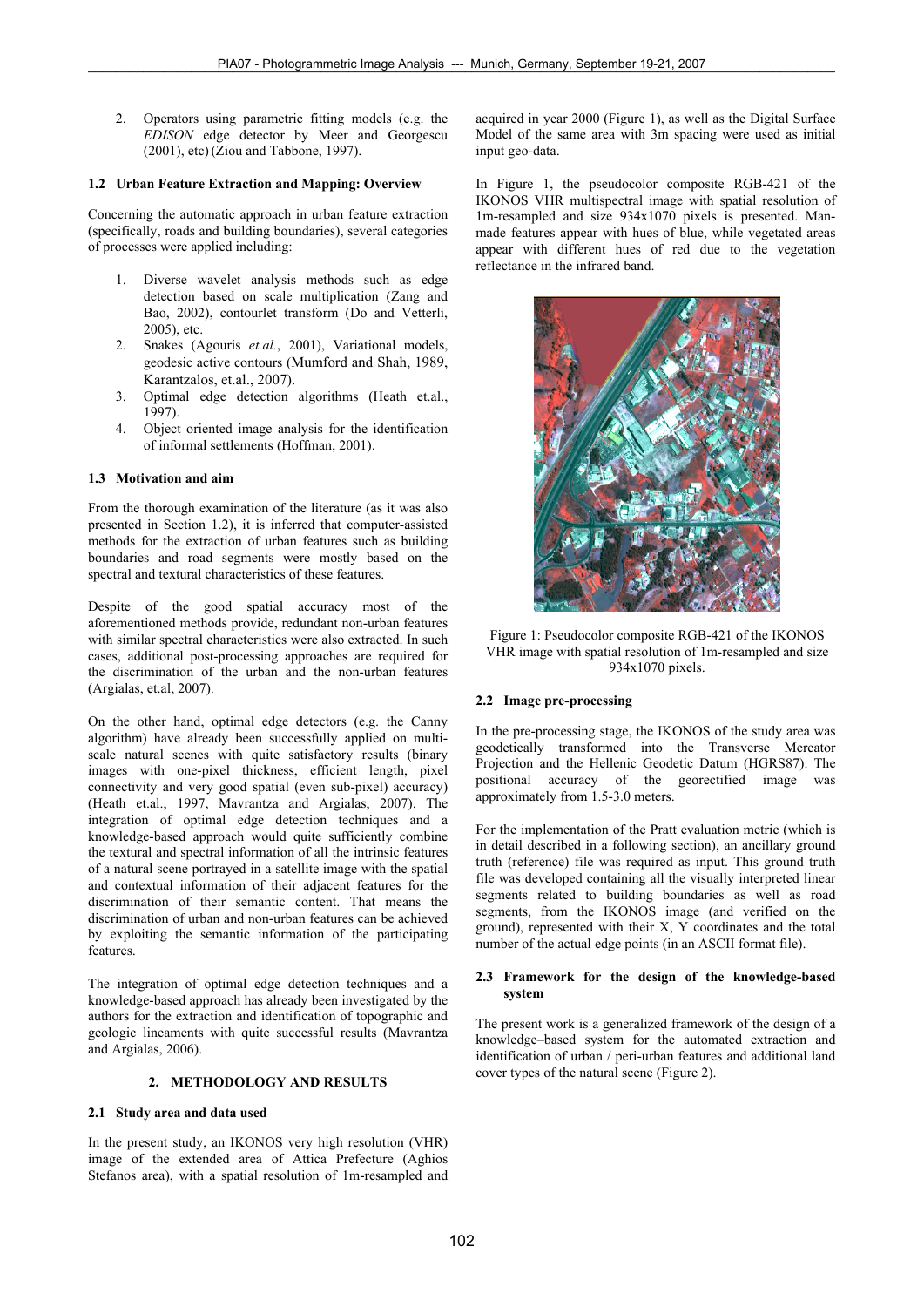2. Operators using parametric fitting models (e.g. the *EDISON* edge detector by Meer and Georgescu (2001), etc) (Ziou and Tabbone, 1997).

### 1.2 Urban Feature Extraction and Mapping: Overview

Concerning the automatic approach in urban feature extraction (specifically, roads and building boundaries), several categories of processes were applied including:

1. Diverse wavelet analysis methods such as edge detection based on scale multiplication (Zang and Bao, 2002), contourlet transform (Do and Vetterli, 2005), etc.
2. Snakes (Agouris *et.al.*, 2001), Variational models, geodesic active contours (Mumford and Shah, 1989, Karantzalos, et.al., 2007).
3. Optimal edge detection algorithms (Heath et.al., 1997).
4. Object oriented image analysis for the identification of informal settlements (Hoffman, 2001).

### 1.3 Motivation and aim

From the thorough examination of the literature (as it was also presented in Section 1.2), it is inferred that computer-assisted methods for the extraction of urban features such as building boundaries and road segments were mostly based on the spectral and textural characteristics of these features.

Despite of the good spatial accuracy most of the aforementioned methods provide, redundant non-urban features with similar spectral characteristics were also extracted. In such cases, additional post-processing approaches are required for the discrimination of the urban and the non-urban features (Argialas, et.al, 2007).

On the other hand, optimal edge detectors (e.g. the Canny algorithm) have already been successfully applied on multi-scale natural scenes with quite satisfactory results (binary images with one-pixel thickness, efficient length, pixel connectivity and very good spatial (even sub-pixel) accuracy) (Heath et.al., 1997, Mavrantza and Argialas, 2007). The integration of optimal edge detection techniques and a knowledge-based approach would quite sufficiently combine the textural and spectral information of all the intrinsic features of a natural scene portrayed in a satellite image with the spatial and contextual information of their adjacent features for the discrimination of their semantic content. That means the discrimination of urban and non-urban features can be achieved by exploiting the semantic information of the participating features.

The integration of optimal edge detection techniques and a knowledge-based approach has already been investigated by the authors for the extraction and identification of topographic and geologic lineaments with quite successful results (Mavrantza and Argialas, 2006).

## 2. METHODOLOGY AND RESULTS

### 2.1 Study area and data used

In the present study, an IKONOS very high resolution (VHR) image of the extended area of Attica Prefecture (Aghios Stefanos area), with a spatial resolution of 1m-resampled and acquired in year 2000 (Figure 1), as well as the Digital Surface Model of the same area with 3m spacing were used as initial input geo-data.

In Figure 1, the pseudocolor composite RGB-421 of the IKONOS VHR multispectral image with spatial resolution of 1m-resampled and size 934x1070 pixels is presented. Man-made features appear with hues of blue, while vegetated areas appear with different hues of red due to the vegetation reflectance in the infrared band.

Figure 1: Pseudocolor composite RGB-421 of the IKONOS VHR image with spatial resolution of 1m-resampled and size 934x1070 pixels.

### 2.2 Image pre-processing

In the pre-processing stage, the IKONOS of the study area was geodetically transformed into the Transverse Mercator Projection and the Hellenic Geodetic Datum (HGRS87). The positional accuracy of the georectified image was approximately from 1.5-3.0 meters.

For the implementation of the Pratt evaluation metric (which is in detail described in a following section), an ancillary ground truth (reference) file was required as input. This ground truth file was developed containing all the visually interpreted linear segments related to building boundaries as well as road segments, from the IKONOS image (and verified on the ground), represented with their X, Y coordinates and the total number of the actual edge points (in an ASCII format file).

### 2.3 Framework for the design of the knowledge-based system

The present work is a generalized framework of the design of a knowledge–based system for the automated extraction and identification of urban / peri-urban features and additional land cover types of the natural scene (Figure 2).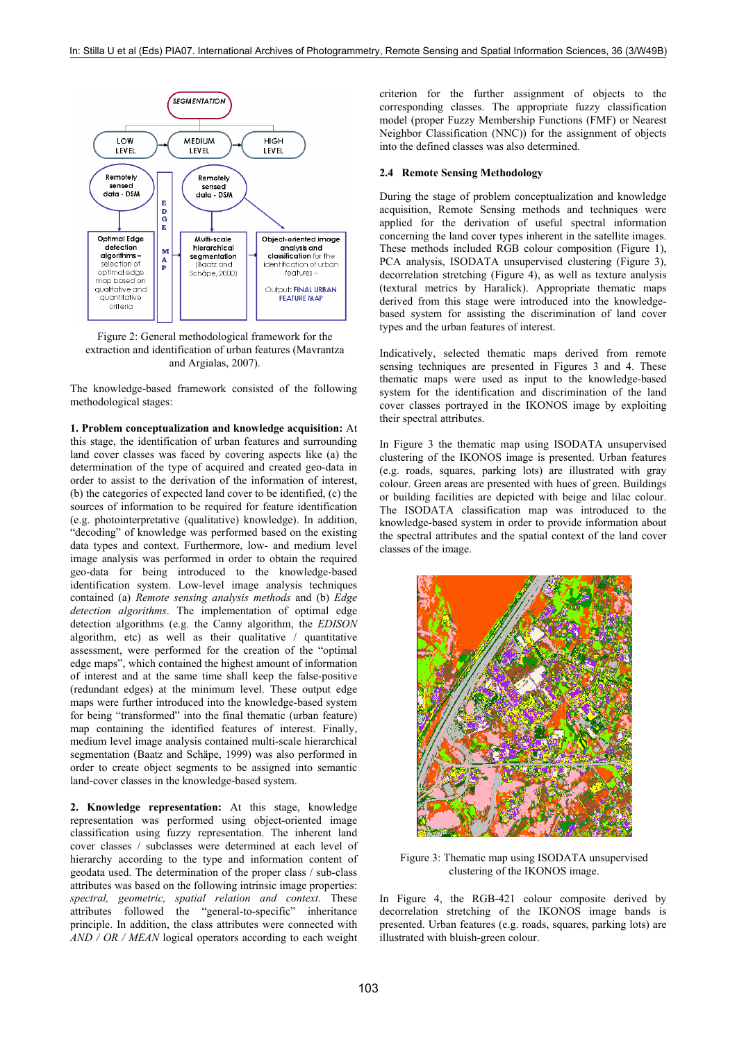Figure 2: General methodological framework for the extraction and identification of urban features (Mavrantza and Argialas, 2007).

The knowledge-based framework consisted of the following methodological stages:

**1. Problem conceptualization and knowledge acquisition:** At this stage, the identification of urban features and surrounding land cover classes was faced by covering aspects like (a) the determination of the type of acquired and created geo-data in order to assist to the derivation of the information of interest, (b) the categories of expected land cover to be identified, (c) the sources of information to be required for feature identification (e.g. photointerpretative (qualitative) knowledge). In addition, "decoding" of knowledge was performed based on the existing data types and context. Furthermore, low- and medium level image analysis was performed in order to obtain the required geo-data for being introduced to the knowledge-based identification system. Low-level image analysis techniques contained (a) *Remote sensing analysis methods* and (b) *Edge detection algorithms*. The implementation of optimal edge detection algorithms (e.g. the Canny algorithm, the *EDISON* algorithm, etc) as well as their qualitative / quantitative assessment, were performed for the creation of the "optimal edge maps", which contained the highest amount of information of interest and at the same time shall keep the false-positive (redundant edges) at the minimum level. These output edge maps were further introduced into the knowledge-based system for being "transformed" into the final thematic (urban feature) map containing the identified features of interest. Finally, medium level image analysis contained multi-scale hierarchical segmentation (Baatz and Schäpe, 1999) was also performed in order to create object segments to be assigned into semantic land-cover classes in the knowledge-based system.

**2. Knowledge representation:** At this stage, knowledge representation was performed using object-oriented image classification using fuzzy representation. The inherent land cover classes / subclasses were determined at each level of hierarchy according to the type and information content of geodata used. The determination of the proper class / sub-class attributes was based on the following intrinsic image properties: *spectral, geometric, spatial relation and context*. These attributes followed the "general-to-specific" inheritance principle. In addition, the class attributes were connected with *AND / OR / MEAN* logical operators according to each weight criterion for the further assignment of objects to the corresponding classes. The appropriate fuzzy classification model (proper Fuzzy Membership Functions (FMF) or Nearest Neighbor Classification (NNC)) for the assignment of objects into the defined classes was also determined.

### 2.4 Remote Sensing Methodology

During the stage of problem conceptualization and knowledge acquisition, Remote Sensing methods and techniques were applied for the derivation of useful spectral information concerning the land cover types inherent in the satellite images. These methods included RGB colour composition (Figure 1), PCA analysis, ISODATA unsupervised clustering (Figure 3), decorrelation stretching (Figure 4), as well as texture analysis (textural metrics by Haralick). Appropriate thematic maps derived from this stage were introduced into the knowledge-based system for assisting the discrimination of land cover types and the urban features of interest.

Indicatively, selected thematic maps derived from remote sensing techniques are presented in Figures 3 and 4. These thematic maps were used as input to the knowledge-based system for the identification and discrimination of the land cover classes portrayed in the IKONOS image by exploiting their spectral attributes.

In Figure 3 the thematic map using ISODATA unsupervised clustering of the IKONOS image is presented. Urban features (e.g. roads, squares, parking lots) are illustrated with gray colour. Green areas are presented with hues of green. Buildings or building facilities are depicted with beige and lilac colour. The ISODATA classification map was introduced to the knowledge-based system in order to provide information about the spectral attributes and the spatial context of the land cover classes of the image.

Figure 3: Thematic map using ISODATA unsupervised clustering of the IKONOS image.

In Figure 4, the RGB-421 colour composite derived by decorrelation stretching of the IKONOS image bands is presented. Urban features (e.g. roads, squares, parking lots) are illustrated with bluish-green colour.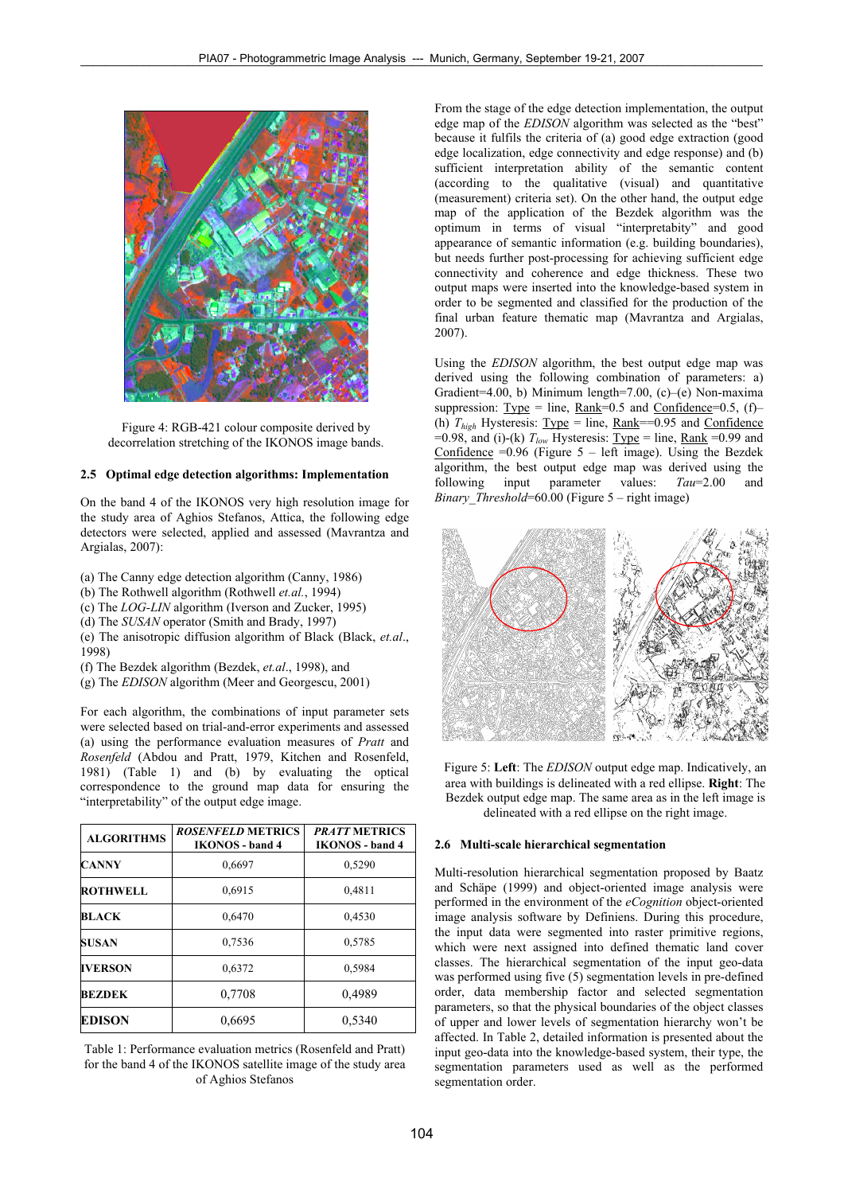Figure 4: RGB-421 colour composite derived by decorrelation stretching of the IKONOS image bands.

### 2.5 Optimal edge detection algorithms: Implementation

On the band 4 of the IKONOS very high resolution image for the study area of Aghios Stefanos, Attica, the following edge detectors were selected, applied and assessed (Mavrantza and Argialas, 2007):

(a) The Canny edge detection algorithm (Canny, 1986)
(b) The Rothwell algorithm (Rothwell *et.al.*, 1994)
(c) The *LOG-LIN* algorithm (Iverson and Zucker, 1995)
(d) The *SUSAN* operator (Smith and Brady, 1997)
(e) The anisotropic diffusion algorithm of Black (Black, *et.al.*, 1998)
(f) The Bezdek algorithm (Bezdek, *et.al.*, 1998), and
(g) The *EDISON* algorithm (Meer and Georgescu, 2001)

For each algorithm, the combinations of input parameter sets were selected based on trial-and-error experiments and assessed (a) using the performance evaluation measures of *Pratt* and *Rosenfeld* (Abdou and Pratt, 1979, Kitchen and Rosenfeld, 1981) (Table 1) and (b) by evaluating the optical correspondence to the ground map data for ensuring the "interpretability" of the output edge image.

| ALGORITHMS | *ROSENFELD* METRICS IKONOS - band 4 | *PRATT* METRICS IKONOS - band 4 |
|---|---|---|
| CANNY | 0,6697 | 0,5290 |
| ROTHWELL | 0,6915 | 0,4811 |
| BLACK | 0,6470 | 0,4530 |
| SUSAN | 0,7536 | 0,5785 |
| IVERSON | 0,6372 | 0,5984 |
| BEZDEK | 0,7708 | 0,4989 |
| EDISON | 0,6695 | 0,5340 |

Table 1: Performance evaluation metrics (Rosenfeld and Pratt) for the band 4 of the IKONOS satellite image of the study area of Aghios Stefanos

From the stage of the edge detection implementation, the output edge map of the *EDISON* algorithm was selected as the "best" because it fulfils the criteria of (a) good edge extraction (good edge localization, edge connectivity and edge response) and (b) sufficient interpretation ability of the semantic content (according to the qualitative (visual) and quantitative (measurement) criteria set). On the other hand, the output edge map of the application of the Bezdek algorithm was the optimum in terms of visual "interpretabity" and good appearance of semantic information (e.g. building boundaries), but needs further post-processing for achieving sufficient edge connectivity and coherence and edge thickness. These two output maps were inserted into the knowledge-based system in order to be segmented and classified for the production of the final urban feature thematic map (Mavrantza and Argialas, 2007).

Using the *EDISON* algorithm, the best output edge map was derived using the following combination of parameters: a) Gradient=4.00, b) Minimum length=7.00, (c)–(e) Non-maxima suppression: Type = line, Rank=0.5 and Confidence=0.5, (f)–(h) $T_{high}$ Hysteresis: Type = line, Rank==0.95 and Confidence =0.98, and (i)-(k) $T_{low}$ Hysteresis: Type = line, Rank =0.99 and Confidence =0.96 (Figure 5 – left image). Using the Bezdek algorithm, the best output edge map was derived using the following input parameter values: *Tau*=2.00 and *Binary_Threshold*=60.00 (Figure 5 – right image)

Figure 5: **Left**: The *EDISON* output edge map. Indicatively, an area with buildings is delineated with a red ellipse. **Right**: The Bezdek output edge map. The same area as in the left image is delineated with a red ellipse on the right image.

### 2.6 Multi-scale hierarchical segmentation

Multi-resolution hierarchical segmentation proposed by Baatz and Schäpe (1999) and object-oriented image analysis were performed in the environment of the *eCognition* object-oriented image analysis software by Definiens. During this procedure, the input data were segmented into raster primitive regions, which were next assigned into defined thematic land cover classes. The hierarchical segmentation of the input geo-data was performed using five (5) segmentation levels in pre-defined order, data membership factor and selected segmentation parameters, so that the physical boundaries of the object classes of upper and lower levels of segmentation hierarchy won't be affected. In Table 2, detailed information is presented about the input geo-data into the knowledge-based system, their type, the segmentation parameters used as well as the performed segmentation order.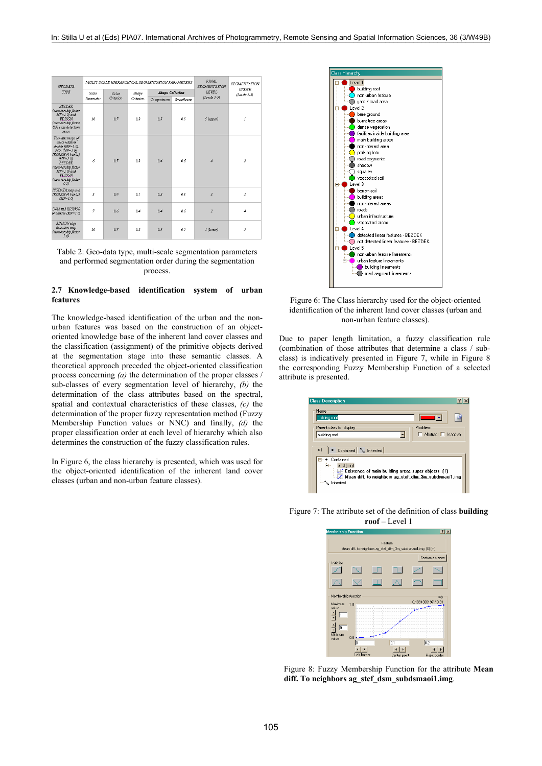| GEODATA TYPE | MULTI-SCALE HIERARCHICAL SEGMENTATION PARAMETERS | | | | | FINAL SEGMENTATION LEVEL (Levels 1-5) | SEGMENTATION ORDER (Levels 1-5) |
|---|---|---|---|---|---|---|---|
| | Scale Parameter | Color Criterion | Shape Criterion | Shape Criterion | | | |
| | | | | Compactness | Smoothness | | |
| BEZDEK (membership factor MF=1.0) and EDISON (membership factor 0.3) edge detection maps | 10 | 0.7 | 0.3 | 0.5 | 0.5 | 5 (upper) | 1 |
| Thematic maps of decorrelation stretch (MF=1.0), PCA (MF=1.0), IKONOS (4 bands) (MF=1.0), BEZDEK (membership factor MF=1.0) and EDISON (membership factor 0.3) | 6 | 0.7 | 0.3 | 0.4 | 0.6 | 4 | 2 |
| ISODATA map and IKONOS (4 bands) (MF=1.0) | 3 | 0.9 | 0.1 | 0.2 | 0.8 | 3 | 3 |
| DSM and IKONOS (4 bands) (MF=1.0) | 7 | 0.6 | 0.4 | 0.4 | 0.6 | 2 | 4 |
| EDISON edge detection map (membership factor 1.0) | 10 | 0.7 | 0.3 | 0.5 | 0.5 | 1 (lower) | 5 |

Table 2: Geo-data type, multi-scale segmentation parameters and performed segmentation order during the segmentation process.

### 2.7 Knowledge-based identification system of urban features

The knowledge-based identification of the urban and the non-urban features was based on the construction of an object-oriented knowledge base of the inherent land cover classes and the classification (assignment) of the primitive objects derived at the segmentation stage into these semantic classes. A theoretical approach preceded the object-oriented classification process concerning *(a)* the determination of the proper classes / sub-classes of every segmentation level of hierarchy, *(b)* the determination of the class attributes based on the spectral, spatial and contextual characteristics of these classes, *(c)* the determination of the proper fuzzy representation method (Fuzzy Membership Function values or NNC) and finally, *(d)* the proper classification order at each level of hierarchy which also determines the construction of the fuzzy classification rules.

In Figure 6, the class hierarchy is presented, which was used for the object-oriented identification of the inherent land cover classes (urban and non-urban feature classes).

Figure 6: The Class hierarchy used for the object-oriented identification of the inherent land cover classes (urban and non-urban feature classes).

Due to paper length limitation, a fuzzy classification rule (combination of those attributes that determine a class / sub-class) is indicatively presented in Figure 7, while in Figure 8 the corresponding Fuzzy Membership Function of a selected attribute is presented.

Figure 7: The attribute set of the definition of class **building roof** – Level 1

Figure 8: Fuzzy Membership Function for the attribute **Mean diff. To neighbors ag_stef_dsm_subdsmaoi1.img**.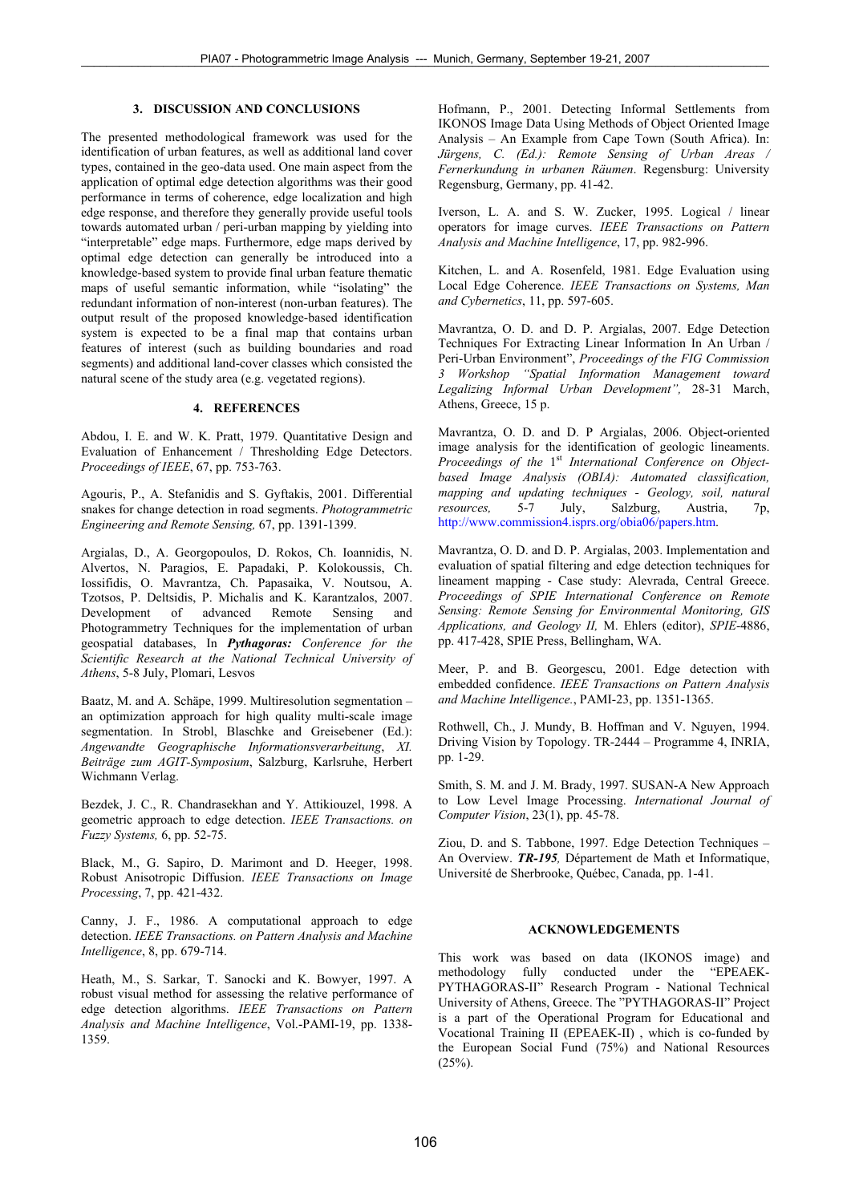## 3. DISCUSSION AND CONCLUSIONS

The presented methodological framework was used for the identification of urban features, as well as additional land cover types, contained in the geo-data used. One main aspect from the application of optimal edge detection algorithms was their good performance in terms of coherence, edge localization and high edge response, and therefore they generally provide useful tools towards automated urban / peri-urban mapping by yielding into "interpretable" edge maps. Furthermore, edge maps derived by optimal edge detection can generally be introduced into a knowledge-based system to provide final urban feature thematic maps of useful semantic information, while "isolating" the redundant information of non-interest (non-urban features). The output result of the proposed knowledge-based identification system is expected to be a final map that contains urban features of interest (such as building boundaries and road segments) and additional land-cover classes which consisted the natural scene of the study area (e.g. vegetated regions).

## 4. REFERENCES

Abdou, I. E. and W. K. Pratt, 1979. Quantitative Design and Evaluation of Enhancement / Thresholding Edge Detectors. *Proceedings of IEEE*, 67, pp. 753-763.

Agouris, P., A. Stefanidis and S. Gyftakis, 2001. Differential snakes for change detection in road segments. *Photogrammetric Engineering and Remote Sensing,* 67, pp. 1391-1399.

Argialas, D., A. Georgopoulos, D. Rokos, Ch. Ioannidis, N. Alvertos, N. Paragios, E. Papadaki, P. Kolokoussis, Ch. Iossifidis, O. Mavrantza, Ch. Papasaika, V. Noutsou, A. Tzotsos, P. Deltsidis, P. Michalis and K. Karantzalos, 2007. Development of advanced Remote Sensing and Photogrammetry Techniques for the implementation of urban geospatial databases, In ***Pythagoras:*** *Conference for the Scientific Research at the National Technical University of Athens*, 5-8 July, Plomari, Lesvos

Baatz, M. and A. Schäpe, 1999. Multiresolution segmentation – an optimization approach for high quality multi-scale image segmentation. In Strobl, Blaschke and Greisebener (Ed.): *Angewandte Geographische Informationsverarbeitung*, *XI. Beiträge zum AGIT-Symposium*, Salzburg, Karlsruhe, Herbert Wichmann Verlag.

Bezdek, J. C., R. Chandrasekhan and Y. Attikiouzel, 1998. A geometric approach to edge detection. *IEEE Transactions. on Fuzzy Systems,* 6, pp. 52-75.

Black, M., G. Sapiro, D. Marimont and D. Heeger, 1998. Robust Anisotropic Diffusion. *IEEE Transactions on Image Processing*, 7, pp. 421-432.

Canny, J. F., 1986. A computational approach to edge detection. *IEEE Transactions. on Pattern Analysis and Machine Intelligence*, 8, pp. 679-714.

Heath, M., S. Sarkar, T. Sanocki and K. Bowyer, 1997. A robust visual method for assessing the relative performance of edge detection algorithms. *IEEE Transactions on Pattern Analysis and Machine Intelligence*, Vol.-PAMI-19, pp. 1338-1359.

Hofmann, P., 2001. Detecting Informal Settlements from IKONOS Image Data Using Methods of Object Oriented Image Analysis – An Example from Cape Town (South Africa). In: *Jürgens, C. (Ed.): Remote Sensing of Urban Areas / Fernerkundung in urbanen Räumen*. Regensburg: University Regensburg, Germany, pp. 41-42.

Iverson, L. A. and S. W. Zucker, 1995. Logical / linear operators for image curves. *IEEE Transactions on Pattern Analysis and Machine Intelligence*, 17, pp. 982-996.

Kitchen, L. and A. Rosenfeld, 1981. Edge Evaluation using Local Edge Coherence. *IEEE Transactions on Systems, Man and Cybernetics*, 11, pp. 597-605.

Mavrantza, O. D. and D. P. Argialas, 2007. Edge Detection Techniques For Extracting Linear Information In An Urban / Peri-Urban Environment", *Proceedings of the FIG Commission 3 Workshop "Spatial Information Management toward Legalizing Informal Urban Development",* 28-31 March, Athens, Greece, 15 p.

Mavrantza, O. D. and D. P Argialas, 2006. Object-oriented image analysis for the identification of geologic lineaments. *Proceedings of the* 1st *International Conference on Object-based Image Analysis (OBIA): Automated classification, mapping and updating techniques - Geology, soil, natural resources,* 5-7 July, Salzburg, Austria, 7p, http://www.commission4.isprs.org/obia06/papers.htm.

Mavrantza, O. D. and D. P. Argialas, 2003. Implementation and evaluation of spatial filtering and edge detection techniques for lineament mapping - Case study: Alevrada, Central Greece. *Proceedings of SPIE International Conference on Remote Sensing: Remote Sensing for Environmental Monitoring, GIS Applications, and Geology II,* M. Ehlers (editor), *SPIE*-4886, pp. 417-428, SPIE Press, Bellingham, WA.

Meer, P. and B. Georgescu, 2001. Edge detection with embedded confidence. *IEEE Transactions on Pattern Analysis and Machine Intelligence.*, PAMI-23, pp. 1351-1365.

Rothwell, Ch., J. Mundy, B. Hoffman and V. Nguyen, 1994. Driving Vision by Topology. TR-2444 – Programme 4, INRIA, pp. 1-29.

Smith, S. M. and J. M. Brady, 1997. SUSAN-A New Approach to Low Level Image Processing. *International Journal of Computer Vision*, 23(1), pp. 45-78.

Ziou, D. and S. Tabbone, 1997. Edge Detection Techniques – An Overview. ***TR-195****,* Département de Math et Informatique, Université de Sherbrooke, Québec, Canada, pp. 1-41.

## ACKNOWLEDGEMENTS

This work was based on data (IKONOS image) and methodology fully conducted under the "EPEAEK-PYTHAGORAS-II" Research Program - National Technical University of Athens, Greece. The "PYTHAGORAS-II" Project is a part of the Operational Program for Educational and Vocational Training II (EPEAEK-II) , which is co-funded by the European Social Fund (75%) and National Resources (25%).